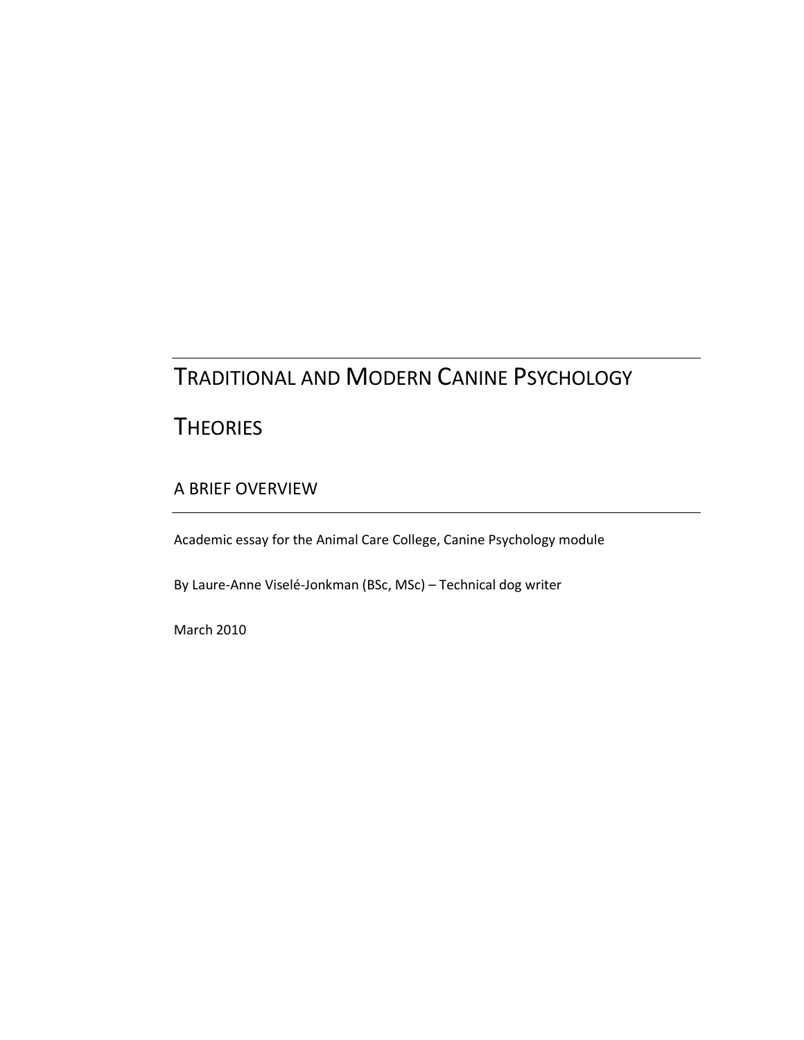# Traditional and Modern Canine Psychology Theories

## A Brief Overview

Academic essay for the Animal Care College, Canine Psychology module

By Laure-Anne Viselé-Jonkman (BSc, MSc) – Technical dog writer

March 2010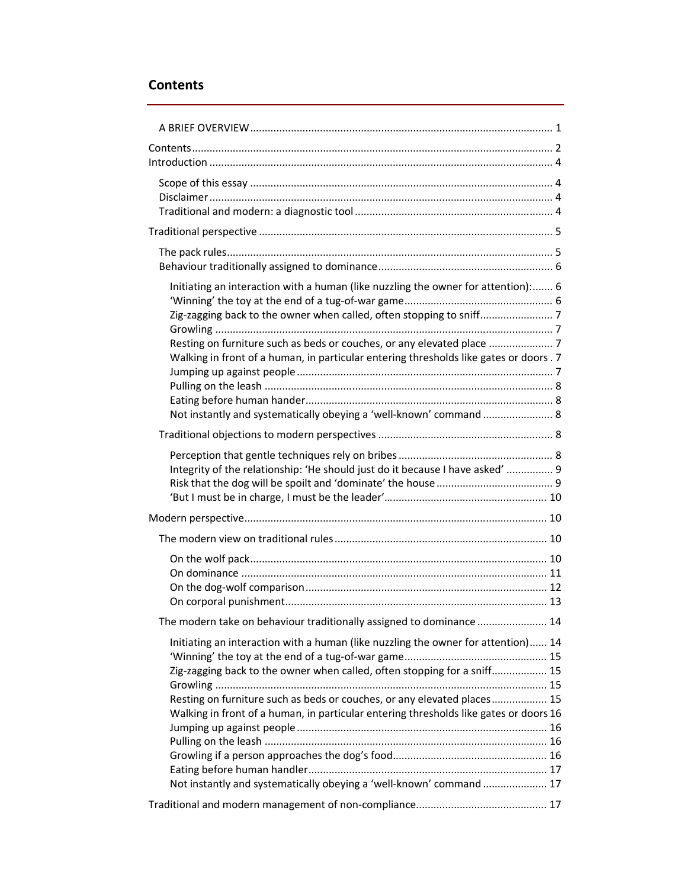## Contents

A BRIEF OVERVIEW ........ 1
Contents ........ 2
Introduction ........ 4

- Scope of this essay ........ 4
- Disclaimer ........ 4
- Traditional and modern: a diagnostic tool ........ 4

Traditional perspective ........ 5

- The pack rules ........ 5
- Behaviour traditionally assigned to dominance ........ 6
  - Initiating an interaction with a human (like nuzzling the owner for attention): ........ 6
  - 'Winning' the toy at the end of a tug-of-war game ........ 6
  - Zig-zagging back to the owner when called, often stopping to sniff ........ 7
  - Growling ........ 7
  - Resting on furniture such as beds or couches, or any elevated place ........ 7
  - Walking in front of a human, in particular entering thresholds like gates or doors . 7
  - Jumping up against people ........ 7
  - Pulling on the leash ........ 8
  - Eating before human hander ........ 8
  - Not instantly and systematically obeying a 'well-known' command ........ 8
- Traditional objections to modern perspectives ........ 8
  - Perception that gentle techniques rely on bribes ........ 8
  - Integrity of the relationship: 'He should just do it because I have asked' ........ 9
  - Risk that the dog will be spoilt and 'dominate' the house ........ 9
  - 'But I must be in charge, I must be the leader' ........ 10

Modern perspective ........ 10

- The modern view on traditional rules ........ 10
  - On the wolf pack ........ 10
  - On dominance ........ 11
  - On the dog-wolf comparison ........ 12
  - On corporal punishment ........ 13
- The modern take on behaviour traditionally assigned to dominance ........ 14
  - Initiating an interaction with a human (like nuzzling the owner for attention) ........ 14
  - 'Winning' the toy at the end of a tug-of-war game ........ 15
  - Zig-zagging back to the owner when called, often stopping for a sniff ........ 15
  - Growling ........ 15
  - Resting on furniture such as beds or couches, or any elevated places ........ 15
  - Walking in front of a human, in particular entering thresholds like gates or doors 16
  - Jumping up against people ........ 16
  - Pulling on the leash ........ 16
  - Growling if a person approaches the dog's food ........ 16
  - Eating before human handler ........ 17
  - Not instantly and systematically obeying a 'well-known' command ........ 17

Traditional and modern management of non-compliance ........ 17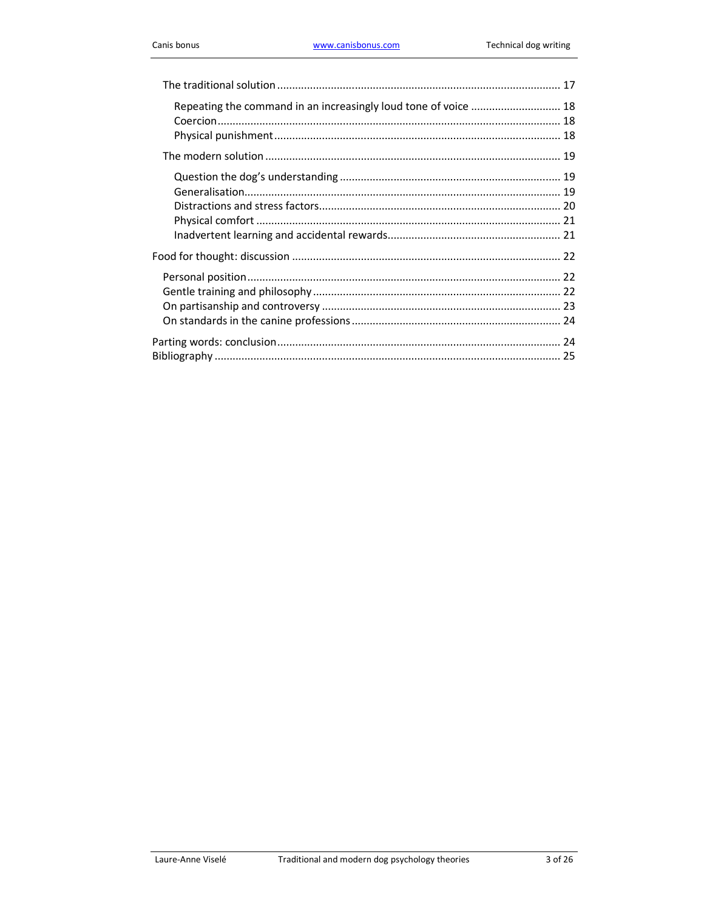- The traditional solution ... 17
  - Repeating the command in an increasingly loud tone of voice ... 18
  - Coercion ... 18
  - Physical punishment ... 18
- The modern solution ... 19
  - Question the dog's understanding ... 19
  - Generalisation ... 19
  - Distractions and stress factors ... 20
  - Physical comfort ... 21
  - Inadvertent learning and accidental rewards ... 21

Food for thought: discussion ... 22

- Personal position ... 22
- Gentle training and philosophy ... 22
- On partisanship and controversy ... 23
- On standards in the canine professions ... 24

Parting words: conclusion ... 24

Bibliography ... 25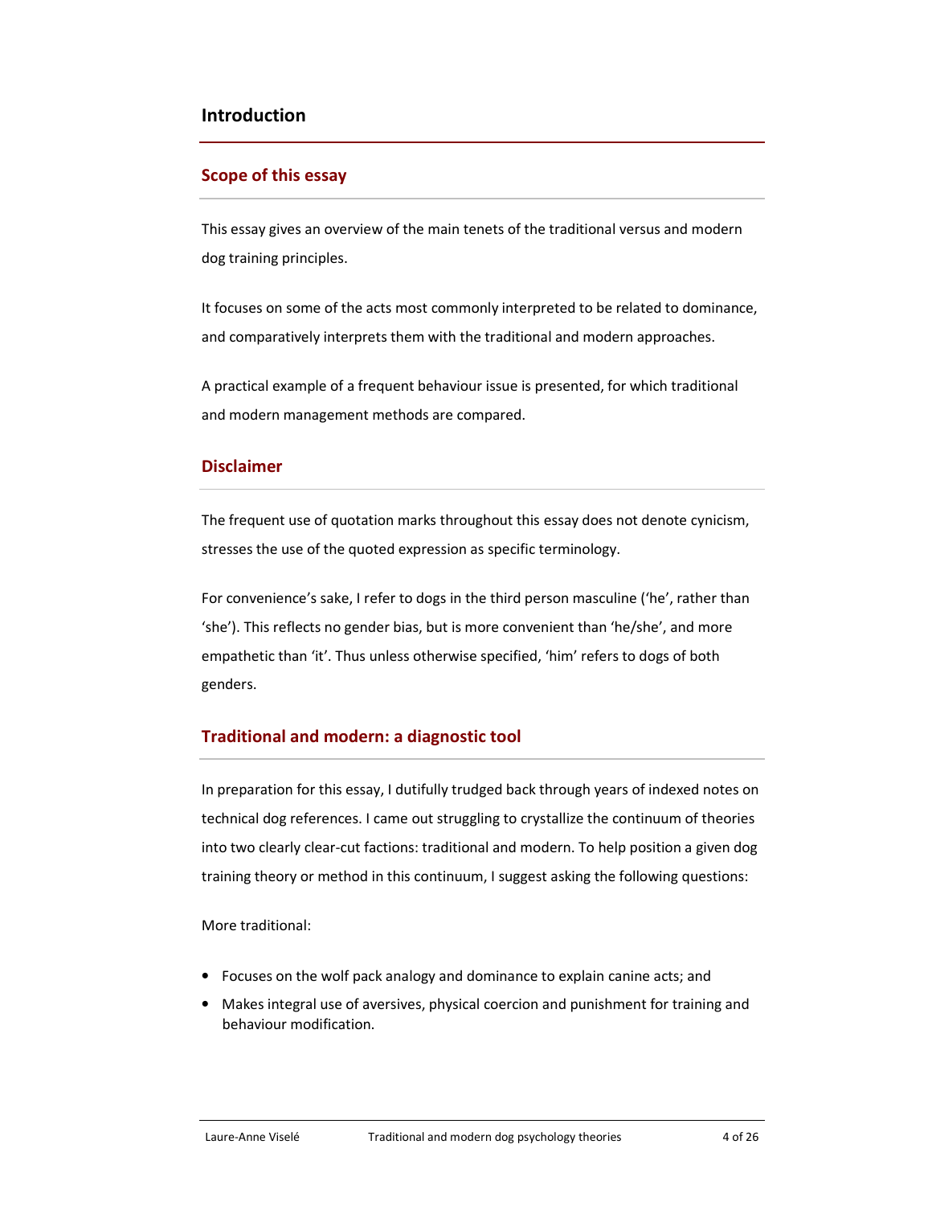# Introduction

## Scope of this essay

This essay gives an overview of the main tenets of the traditional versus and modern dog training principles.

It focuses on some of the acts most commonly interpreted to be related to dominance, and comparatively interprets them with the traditional and modern approaches.

A practical example of a frequent behaviour issue is presented, for which traditional and modern management methods are compared.

## Disclaimer

The frequent use of quotation marks throughout this essay does not denote cynicism, stresses the use of the quoted expression as specific terminology.

For convenience's sake, I refer to dogs in the third person masculine ('he', rather than 'she'). This reflects no gender bias, but is more convenient than 'he/she', and more empathetic than 'it'. Thus unless otherwise specified, 'him' refers to dogs of both genders.

## Traditional and modern: a diagnostic tool

In preparation for this essay, I dutifully trudged back through years of indexed notes on technical dog references. I came out struggling to crystallize the continuum of theories into two clearly clear-cut factions: traditional and modern. To help position a given dog training theory or method in this continuum, I suggest asking the following questions:

More traditional:

- Focuses on the wolf pack analogy and dominance to explain canine acts; and
- Makes integral use of aversives, physical coercion and punishment for training and behaviour modification.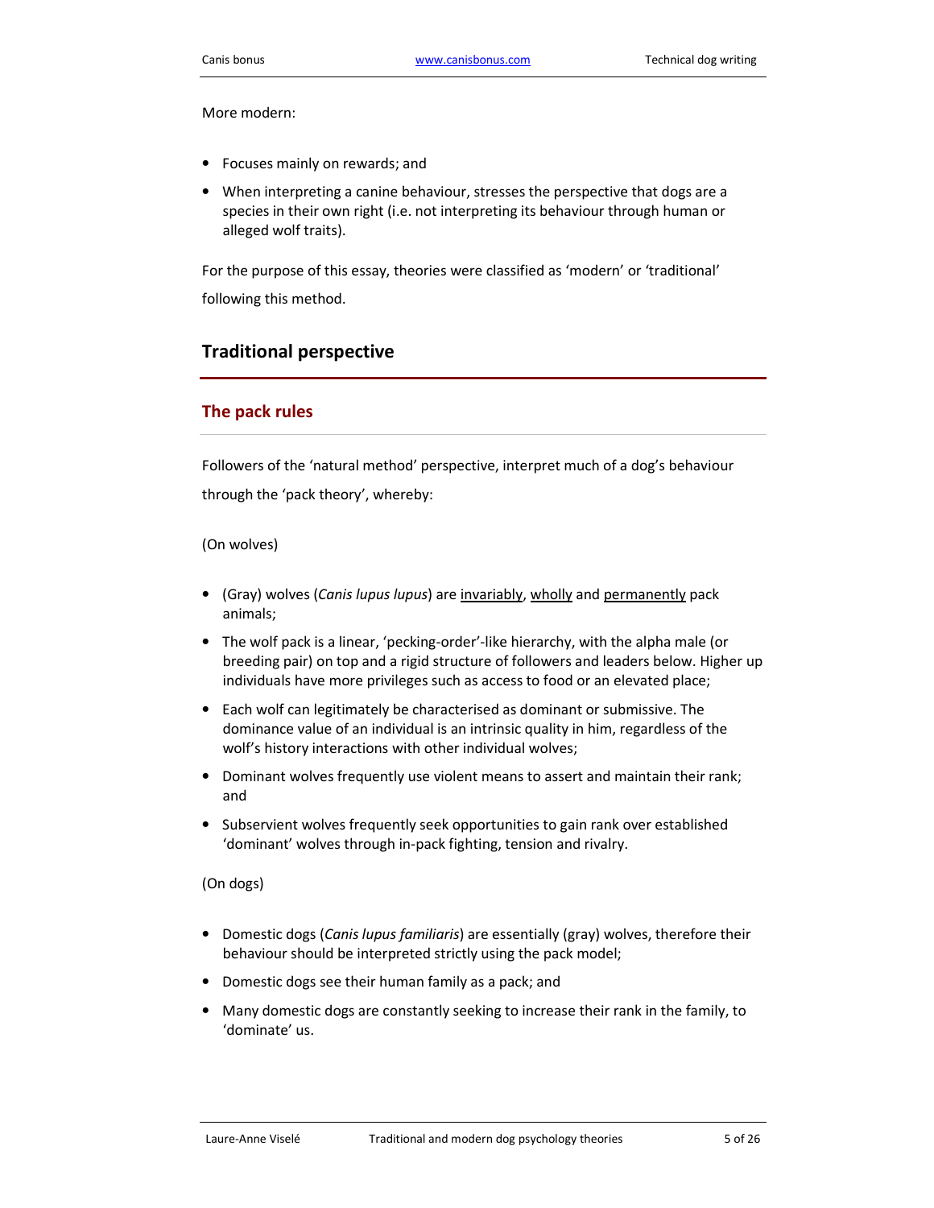More modern:

- Focuses mainly on rewards; and
- When interpreting a canine behaviour, stresses the perspective that dogs are a species in their own right (i.e. not interpreting its behaviour through human or alleged wolf traits).

For the purpose of this essay, theories were classified as 'modern' or 'traditional' following this method.

## Traditional perspective

### The pack rules

Followers of the 'natural method' perspective, interpret much of a dog's behaviour through the 'pack theory', whereby:

(On wolves)

- (Gray) wolves (*Canis lupus lupus*) are <u>invariably</u>, <u>wholly</u> and <u>permanently</u> pack animals;
- The wolf pack is a linear, 'pecking-order'-like hierarchy, with the alpha male (or breeding pair) on top and a rigid structure of followers and leaders below. Higher up individuals have more privileges such as access to food or an elevated place;
- Each wolf can legitimately be characterised as dominant or submissive. The dominance value of an individual is an intrinsic quality in him, regardless of the wolf's history interactions with other individual wolves;
- Dominant wolves frequently use violent means to assert and maintain their rank; and
- Subservient wolves frequently seek opportunities to gain rank over established 'dominant' wolves through in-pack fighting, tension and rivalry.

(On dogs)

- Domestic dogs (*Canis lupus familiaris*) are essentially (gray) wolves, therefore their behaviour should be interpreted strictly using the pack model;
- Domestic dogs see their human family as a pack; and
- Many domestic dogs are constantly seeking to increase their rank in the family, to 'dominate' us.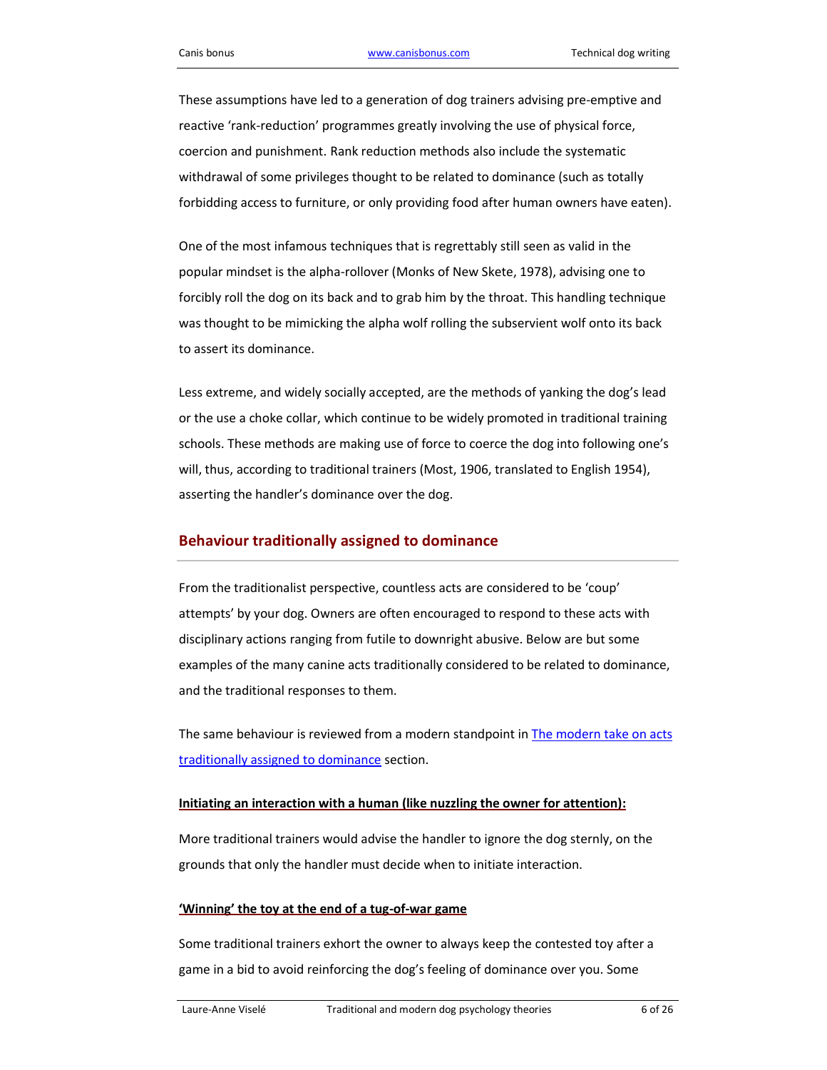These assumptions have led to a generation of dog trainers advising pre-emptive and reactive 'rank-reduction' programmes greatly involving the use of physical force, coercion and punishment. Rank reduction methods also include the systematic withdrawal of some privileges thought to be related to dominance (such as totally forbidding access to furniture, or only providing food after human owners have eaten).

One of the most infamous techniques that is regrettably still seen as valid in the popular mindset is the alpha-rollover (Monks of New Skete, 1978), advising one to forcibly roll the dog on its back and to grab him by the throat. This handling technique was thought to be mimicking the alpha wolf rolling the subservient wolf onto its back to assert its dominance.

Less extreme, and widely socially accepted, are the methods of yanking the dog's lead or the use a choke collar, which continue to be widely promoted in traditional training schools. These methods are making use of force to coerce the dog into following one's will, thus, according to traditional trainers (Most, 1906, translated to English 1954), asserting the handler's dominance over the dog.

## Behaviour traditionally assigned to dominance

From the traditionalist perspective, countless acts are considered to be 'coup' attempts' by your dog. Owners are often encouraged to respond to these acts with disciplinary actions ranging from futile to downright abusive. Below are but some examples of the many canine acts traditionally considered to be related to dominance, and the traditional responses to them.

The same behaviour is reviewed from a modern standpoint in The modern take on acts traditionally assigned to dominance section.

**Initiating an interaction with a human (like nuzzling the owner for attention):**

More traditional trainers would advise the handler to ignore the dog sternly, on the grounds that only the handler must decide when to initiate interaction.

**'Winning' the toy at the end of a tug-of-war game**

Some traditional trainers exhort the owner to always keep the contested toy after a game in a bid to avoid reinforcing the dog's feeling of dominance over you. Some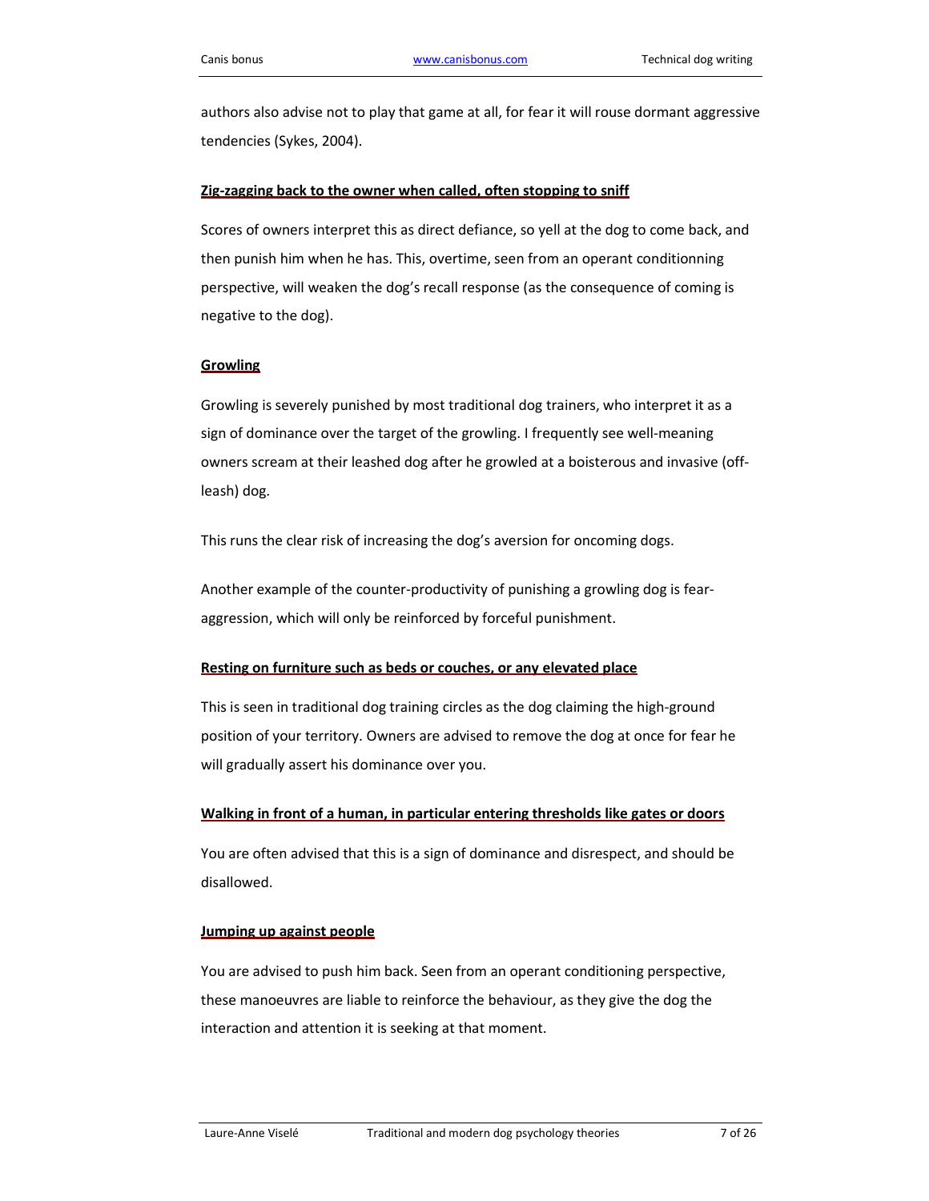authors also advise not to play that game at all, for fear it will rouse dormant aggressive tendencies (Sykes, 2004).

### Zig-zagging back to the owner when called, often stopping to sniff

Scores of owners interpret this as direct defiance, so yell at the dog to come back, and then punish him when he has. This, overtime, seen from an operant conditionning perspective, will weaken the dog's recall response (as the consequence of coming is negative to the dog).

### Growling

Growling is severely punished by most traditional dog trainers, who interpret it as a sign of dominance over the target of the growling. I frequently see well-meaning owners scream at their leashed dog after he growled at a boisterous and invasive (off-leash) dog.

This runs the clear risk of increasing the dog's aversion for oncoming dogs.

Another example of the counter-productivity of punishing a growling dog is fear-aggression, which will only be reinforced by forceful punishment.

### Resting on furniture such as beds or couches, or any elevated place

This is seen in traditional dog training circles as the dog claiming the high-ground position of your territory. Owners are advised to remove the dog at once for fear he will gradually assert his dominance over you.

### Walking in front of a human, in particular entering thresholds like gates or doors

You are often advised that this is a sign of dominance and disrespect, and should be disallowed.

### Jumping up against people

You are advised to push him back. Seen from an operant conditioning perspective, these manoeuvres are liable to reinforce the behaviour, as they give the dog the interaction and attention it is seeking at that moment.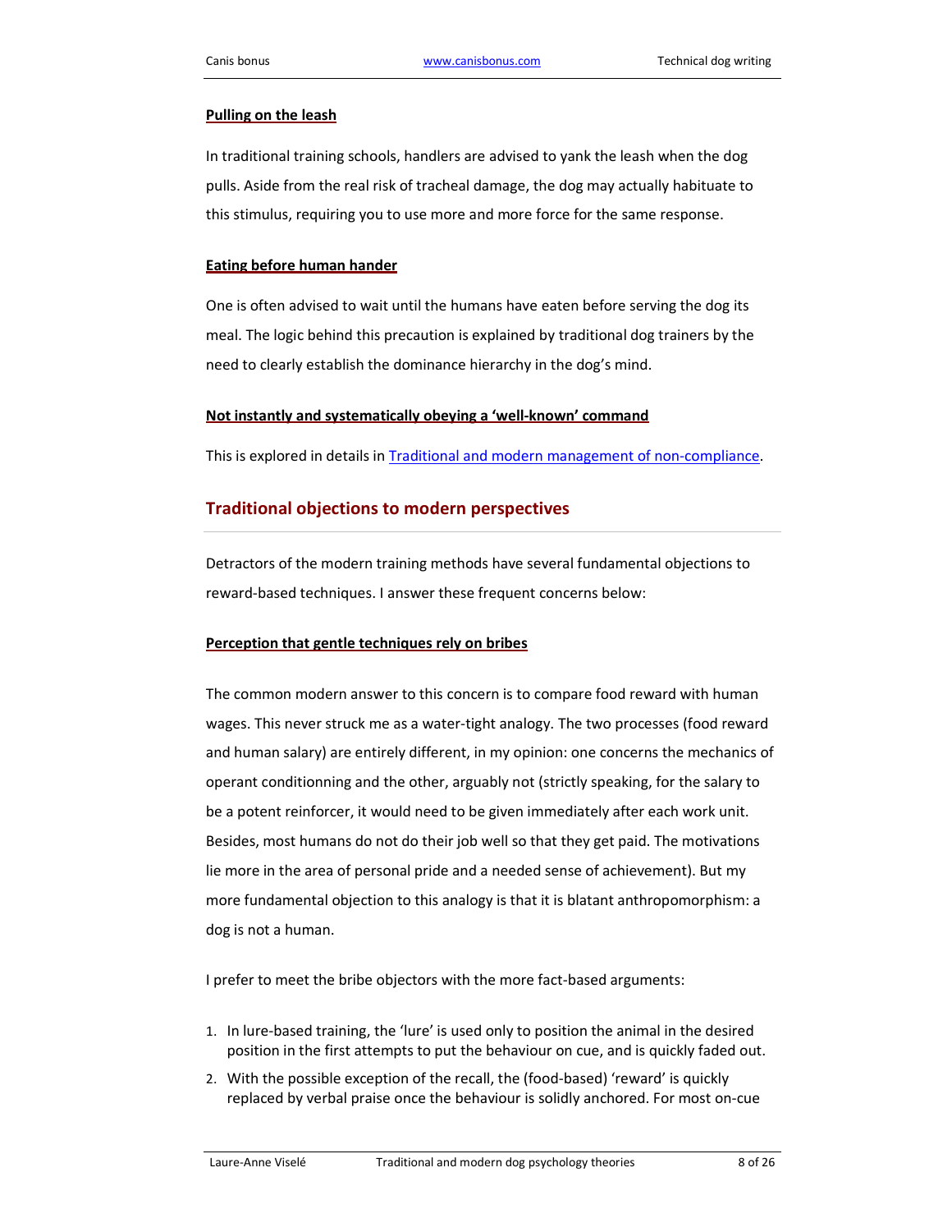#### Pulling on the leash

In traditional training schools, handlers are advised to yank the leash when the dog pulls. Aside from the real risk of tracheal damage, the dog may actually habituate to this stimulus, requiring you to use more and more force for the same response.

#### Eating before human hander

One is often advised to wait until the humans have eaten before serving the dog its meal. The logic behind this precaution is explained by traditional dog trainers by the need to clearly establish the dominance hierarchy in the dog's mind.

#### Not instantly and systematically obeying a 'well-known' command

This is explored in details in [Traditional and modern management of non-compliance](#).

## Traditional objections to modern perspectives

Detractors of the modern training methods have several fundamental objections to reward-based techniques. I answer these frequent concerns below:

#### Perception that gentle techniques rely on bribes

The common modern answer to this concern is to compare food reward with human wages. This never struck me as a water-tight analogy. The two processes (food reward and human salary) are entirely different, in my opinion: one concerns the mechanics of operant conditionning and the other, arguably not (strictly speaking, for the salary to be a potent reinforcer, it would need to be given immediately after each work unit. Besides, most humans do not do their job well so that they get paid. The motivations lie more in the area of personal pride and a needed sense of achievement). But my more fundamental objection to this analogy is that it is blatant anthropomorphism: a dog is not a human.

I prefer to meet the bribe objectors with the more fact-based arguments:

1. In lure-based training, the 'lure' is used only to position the animal in the desired position in the first attempts to put the behaviour on cue, and is quickly faded out.
2. With the possible exception of the recall, the (food-based) 'reward' is quickly replaced by verbal praise once the behaviour is solidly anchored. For most on-cue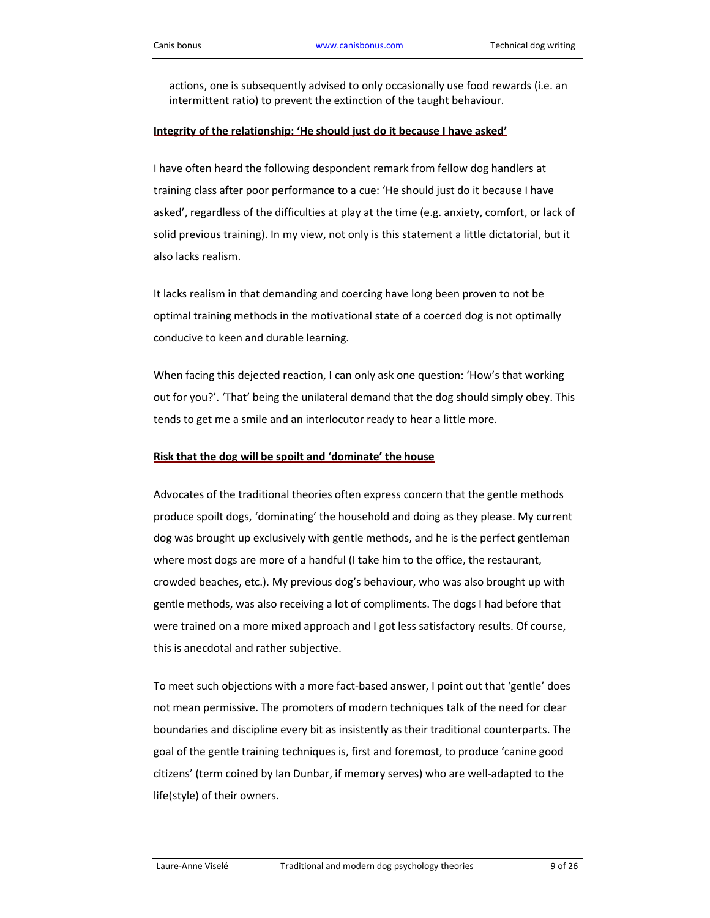actions, one is subsequently advised to only occasionally use food rewards (i.e. an intermittent ratio) to prevent the extinction of the taught behaviour.

**Integrity of the relationship: 'He should just do it because I have asked'**

I have often heard the following despondent remark from fellow dog handlers at training class after poor performance to a cue: 'He should just do it because I have asked', regardless of the difficulties at play at the time (e.g. anxiety, comfort, or lack of solid previous training). In my view, not only is this statement a little dictatorial, but it also lacks realism.

It lacks realism in that demanding and coercing have long been proven to not be optimal training methods in the motivational state of a coerced dog is not optimally conducive to keen and durable learning.

When facing this dejected reaction, I can only ask one question: 'How's that working out for you?'. 'That' being the unilateral demand that the dog should simply obey. This tends to get me a smile and an interlocutor ready to hear a little more.

**Risk that the dog will be spoilt and 'dominate' the house**

Advocates of the traditional theories often express concern that the gentle methods produce spoilt dogs, 'dominating' the household and doing as they please. My current dog was brought up exclusively with gentle methods, and he is the perfect gentleman where most dogs are more of a handful (I take him to the office, the restaurant, crowded beaches, etc.). My previous dog's behaviour, who was also brought up with gentle methods, was also receiving a lot of compliments. The dogs I had before that were trained on a more mixed approach and I got less satisfactory results. Of course, this is anecdotal and rather subjective.

To meet such objections with a more fact-based answer, I point out that 'gentle' does not mean permissive. The promoters of modern techniques talk of the need for clear boundaries and discipline every bit as insistently as their traditional counterparts. The goal of the gentle training techniques is, first and foremost, to produce 'canine good citizens' (term coined by Ian Dunbar, if memory serves) who are well-adapted to the life(style) of their owners.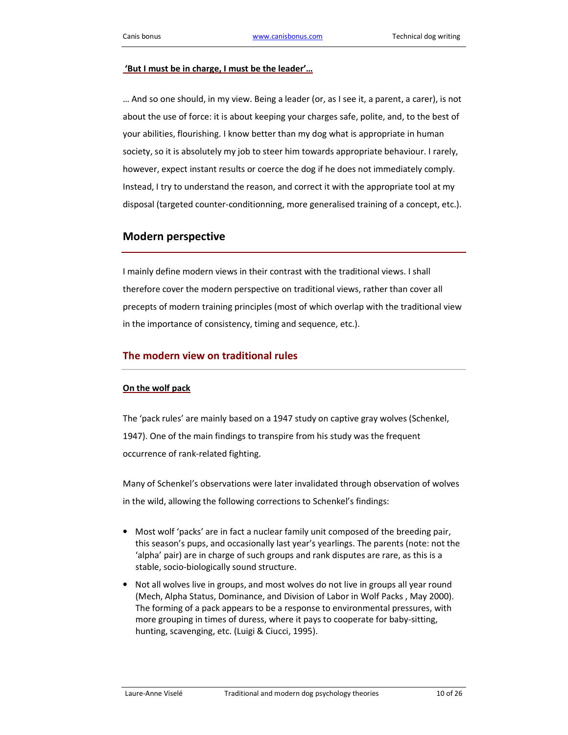**'But I must be in charge, I must be the leader'…**

… And so one should, in my view. Being a leader (or, as I see it, a parent, a carer), is not about the use of force: it is about keeping your charges safe, polite, and, to the best of your abilities, flourishing. I know better than my dog what is appropriate in human society, so it is absolutely my job to steer him towards appropriate behaviour. I rarely, however, expect instant results or coerce the dog if he does not immediately comply. Instead, I try to understand the reason, and correct it with the appropriate tool at my disposal (targeted counter-conditionning, more generalised training of a concept, etc.).

# Modern perspective

I mainly define modern views in their contrast with the traditional views. I shall therefore cover the modern perspective on traditional views, rather than cover all precepts of modern training principles (most of which overlap with the traditional view in the importance of consistency, timing and sequence, etc.).

## The modern view on traditional rules

**On the wolf pack**

The 'pack rules' are mainly based on a 1947 study on captive gray wolves (Schenkel, 1947). One of the main findings to transpire from his study was the frequent occurrence of rank-related fighting.

Many of Schenkel's observations were later invalidated through observation of wolves in the wild, allowing the following corrections to Schenkel's findings:

- Most wolf 'packs' are in fact a nuclear family unit composed of the breeding pair, this season's pups, and occasionally last year's yearlings. The parents (note: not the 'alpha' pair) are in charge of such groups and rank disputes are rare, as this is a stable, socio-biologically sound structure.
- Not all wolves live in groups, and most wolves do not live in groups all year round (Mech, Alpha Status, Dominance, and Division of Labor in Wolf Packs , May 2000). The forming of a pack appears to be a response to environmental pressures, with more grouping in times of duress, where it pays to cooperate for baby-sitting, hunting, scavenging, etc. (Luigi & Ciucci, 1995).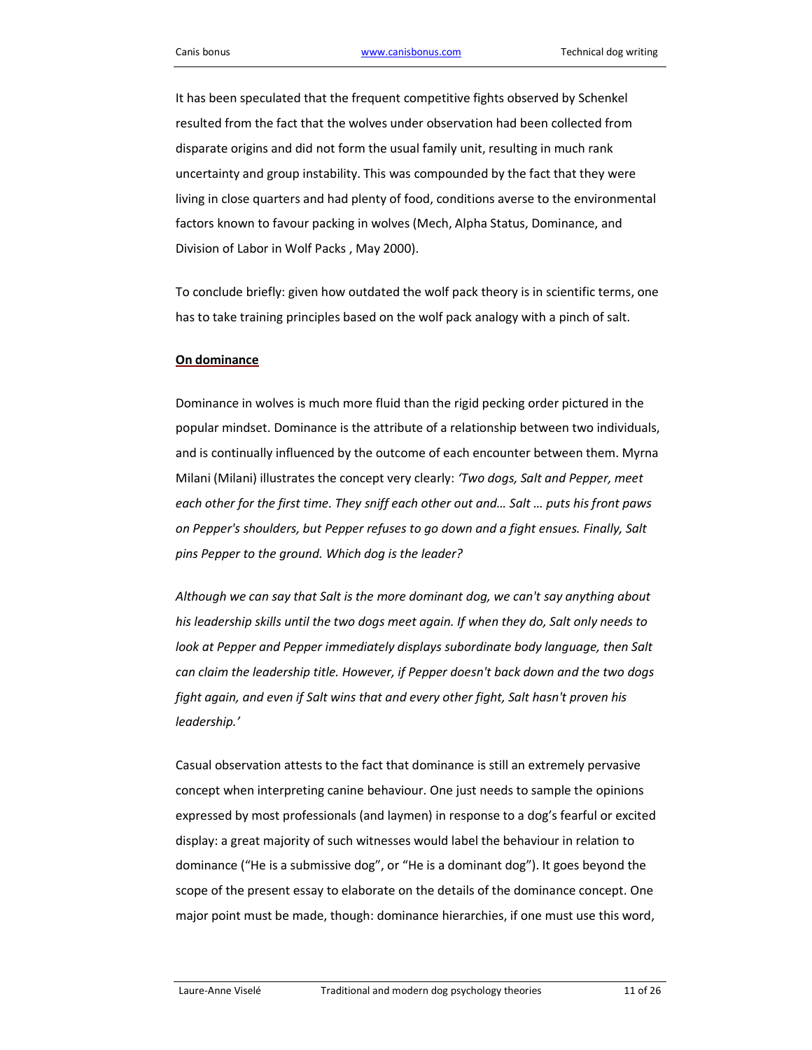It has been speculated that the frequent competitive fights observed by Schenkel resulted from the fact that the wolves under observation had been collected from disparate origins and did not form the usual family unit, resulting in much rank uncertainty and group instability. This was compounded by the fact that they were living in close quarters and had plenty of food, conditions averse to the environmental factors known to favour packing in wolves (Mech, Alpha Status, Dominance, and Division of Labor in Wolf Packs , May 2000).

To conclude briefly: given how outdated the wolf pack theory is in scientific terms, one has to take training principles based on the wolf pack analogy with a pinch of salt.

**On dominance**

Dominance in wolves is much more fluid than the rigid pecking order pictured in the popular mindset. Dominance is the attribute of a relationship between two individuals, and is continually influenced by the outcome of each encounter between them. Myrna Milani (Milani) illustrates the concept very clearly: *'Two dogs, Salt and Pepper, meet each other for the first time. They sniff each other out and… Salt … puts his front paws on Pepper's shoulders, but Pepper refuses to go down and a fight ensues. Finally, Salt pins Pepper to the ground. Which dog is the leader?*

*Although we can say that Salt is the more dominant dog, we can't say anything about his leadership skills until the two dogs meet again. If when they do, Salt only needs to look at Pepper and Pepper immediately displays subordinate body language, then Salt can claim the leadership title. However, if Pepper doesn't back down and the two dogs fight again, and even if Salt wins that and every other fight, Salt hasn't proven his leadership.'*

Casual observation attests to the fact that dominance is still an extremely pervasive concept when interpreting canine behaviour. One just needs to sample the opinions expressed by most professionals (and laymen) in response to a dog's fearful or excited display: a great majority of such witnesses would label the behaviour in relation to dominance ("He is a submissive dog", or "He is a dominant dog"). It goes beyond the scope of the present essay to elaborate on the details of the dominance concept. One major point must be made, though: dominance hierarchies, if one must use this word,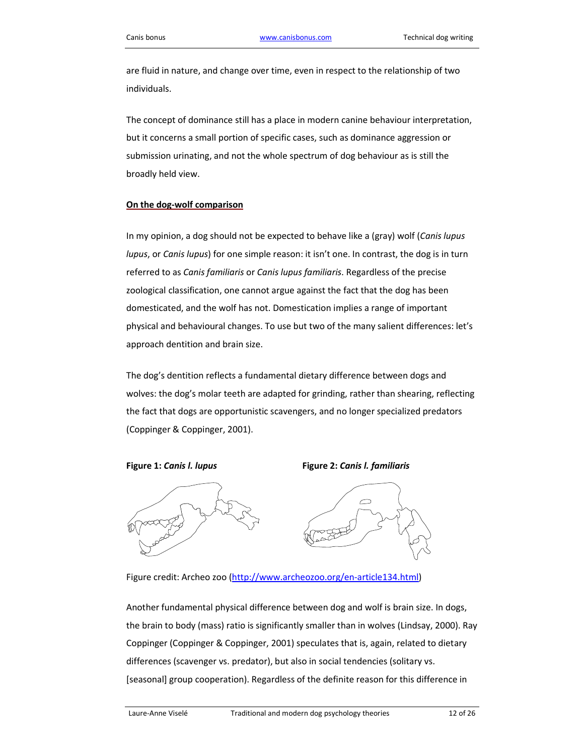are fluid in nature, and change over time, even in respect to the relationship of two individuals.

The concept of dominance still has a place in modern canine behaviour interpretation, but it concerns a small portion of specific cases, such as dominance aggression or submission urinating, and not the whole spectrum of dog behaviour as is still the broadly held view.

**On the dog-wolf comparison**

In my opinion, a dog should not be expected to behave like a (gray) wolf (*Canis lupus lupus*, or *Canis lupus*) for one simple reason: it isn't one. In contrast, the dog is in turn referred to as *Canis familiaris* or *Canis lupus familiaris*. Regardless of the precise zoological classification, one cannot argue against the fact that the dog has been domesticated, and the wolf has not. Domestication implies a range of important physical and behavioural changes. To use but two of the many salient differences: let's approach dentition and brain size.

The dog's dentition reflects a fundamental dietary difference between dogs and wolves: the dog's molar teeth are adapted for grinding, rather than shearing, reflecting the fact that dogs are opportunistic scavengers, and no longer specialized predators (Coppinger & Coppinger, 2001).

**Figure 1:** ***Canis l. lupus***

**Figure 2:** ***Canis l. familiaris***

Figure credit: Archeo zoo (http://www.archeozoo.org/en-article134.html)

Another fundamental physical difference between dog and wolf is brain size. In dogs, the brain to body (mass) ratio is significantly smaller than in wolves (Lindsay, 2000). Ray Coppinger (Coppinger & Coppinger, 2001) speculates that is, again, related to dietary differences (scavenger vs. predator), but also in social tendencies (solitary vs. [seasonal] group cooperation). Regardless of the definite reason for this difference in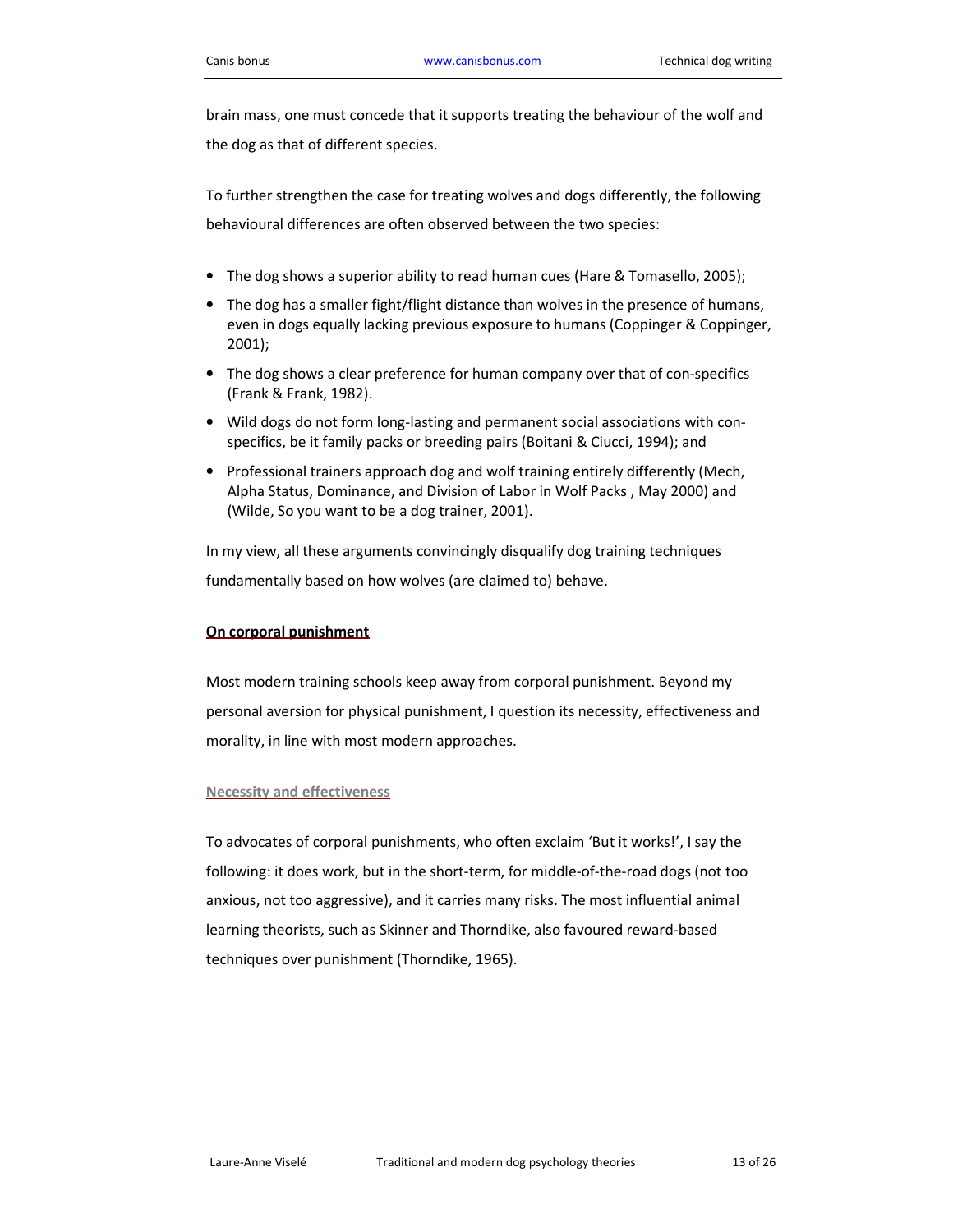brain mass, one must concede that it supports treating the behaviour of the wolf and the dog as that of different species.

To further strengthen the case for treating wolves and dogs differently, the following behavioural differences are often observed between the two species:

- The dog shows a superior ability to read human cues (Hare & Tomasello, 2005);
- The dog has a smaller fight/flight distance than wolves in the presence of humans, even in dogs equally lacking previous exposure to humans (Coppinger & Coppinger, 2001);
- The dog shows a clear preference for human company over that of con-specifics (Frank & Frank, 1982).
- Wild dogs do not form long-lasting and permanent social associations with con-specifics, be it family packs or breeding pairs (Boitani & Ciucci, 1994); and
- Professional trainers approach dog and wolf training entirely differently (Mech, Alpha Status, Dominance, and Division of Labor in Wolf Packs , May 2000) and (Wilde, So you want to be a dog trainer, 2001).

In my view, all these arguments convincingly disqualify dog training techniques fundamentally based on how wolves (are claimed to) behave.

## On corporal punishment

Most modern training schools keep away from corporal punishment. Beyond my personal aversion for physical punishment, I question its necessity, effectiveness and morality, in line with most modern approaches.

### Necessity and effectiveness

To advocates of corporal punishments, who often exclaim 'But it works!', I say the following: it does work, but in the short-term, for middle-of-the-road dogs (not too anxious, not too aggressive), and it carries many risks. The most influential animal learning theorists, such as Skinner and Thorndike, also favoured reward-based techniques over punishment (Thorndike, 1965).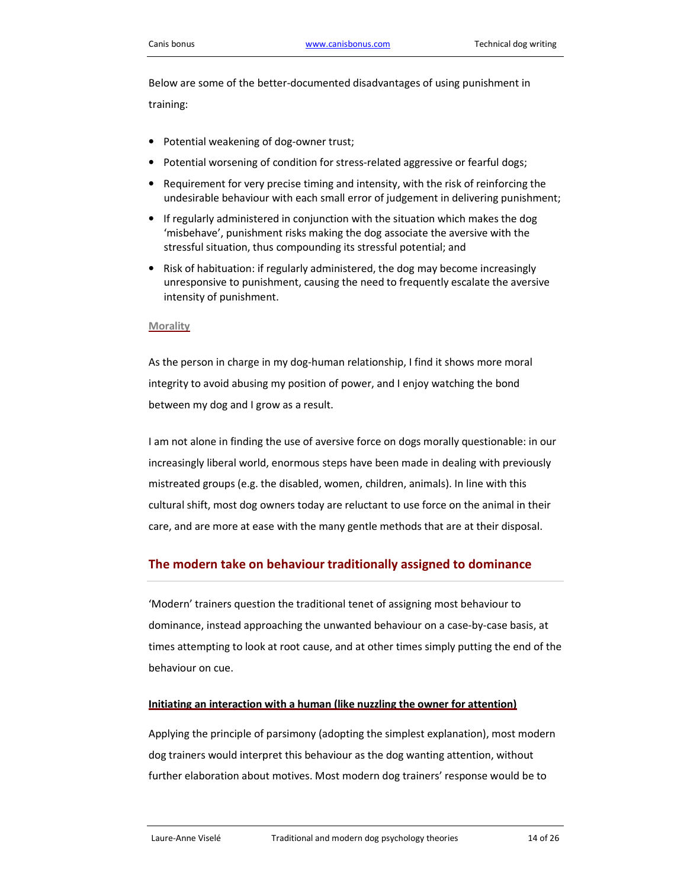Below are some of the better-documented disadvantages of using punishment in training:

- Potential weakening of dog-owner trust;
- Potential worsening of condition for stress-related aggressive or fearful dogs;
- Requirement for very precise timing and intensity, with the risk of reinforcing the undesirable behaviour with each small error of judgement in delivering punishment;
- If regularly administered in conjunction with the situation which makes the dog 'misbehave', punishment risks making the dog associate the aversive with the stressful situation, thus compounding its stressful potential; and
- Risk of habituation: if regularly administered, the dog may become increasingly unresponsive to punishment, causing the need to frequently escalate the aversive intensity of punishment.

#### Morality

As the person in charge in my dog-human relationship, I find it shows more moral integrity to avoid abusing my position of power, and I enjoy watching the bond between my dog and I grow as a result.

I am not alone in finding the use of aversive force on dogs morally questionable: in our increasingly liberal world, enormous steps have been made in dealing with previously mistreated groups (e.g. the disabled, women, children, animals). In line with this cultural shift, most dog owners today are reluctant to use force on the animal in their care, and are more at ease with the many gentle methods that are at their disposal.

## The modern take on behaviour traditionally assigned to dominance

'Modern' trainers question the traditional tenet of assigning most behaviour to dominance, instead approaching the unwanted behaviour on a case-by-case basis, at times attempting to look at root cause, and at other times simply putting the end of the behaviour on cue.

### Initiating an interaction with a human (like nuzzling the owner for attention)

Applying the principle of parsimony (adopting the simplest explanation), most modern dog trainers would interpret this behaviour as the dog wanting attention, without further elaboration about motives. Most modern dog trainers' response would be to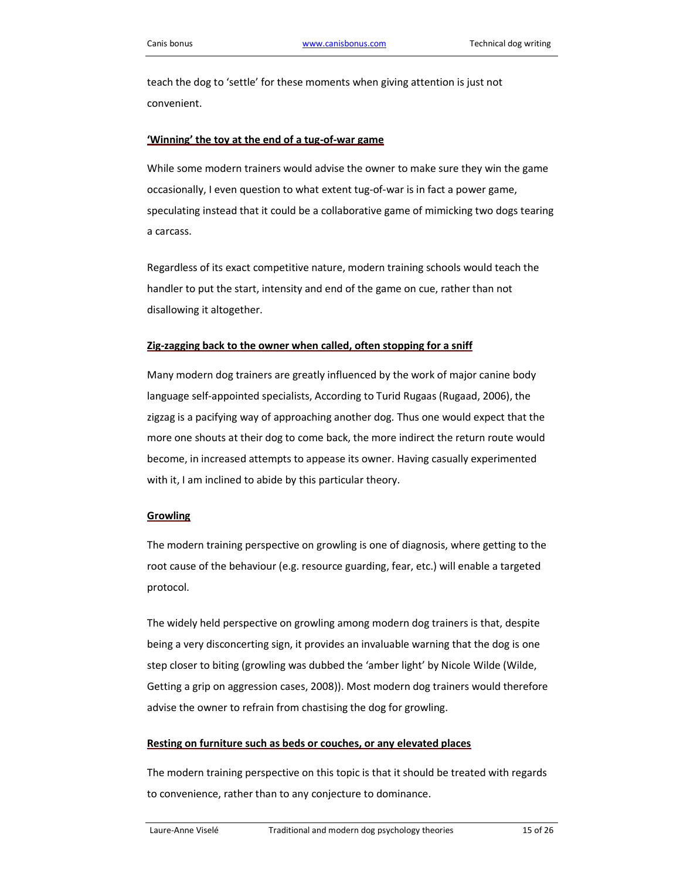teach the dog to 'settle' for these moments when giving attention is just not convenient.

**'Winning' the toy at the end of a tug-of-war game**

While some modern trainers would advise the owner to make sure they win the game occasionally, I even question to what extent tug-of-war is in fact a power game, speculating instead that it could be a collaborative game of mimicking two dogs tearing a carcass.

Regardless of its exact competitive nature, modern training schools would teach the handler to put the start, intensity and end of the game on cue, rather than not disallowing it altogether.

**Zig-zagging back to the owner when called, often stopping for a sniff**

Many modern dog trainers are greatly influenced by the work of major canine body language self-appointed specialists, According to Turid Rugaas (Rugaad, 2006), the zigzag is a pacifying way of approaching another dog. Thus one would expect that the more one shouts at their dog to come back, the more indirect the return route would become, in increased attempts to appease its owner. Having casually experimented with it, I am inclined to abide by this particular theory.

**Growling**

The modern training perspective on growling is one of diagnosis, where getting to the root cause of the behaviour (e.g. resource guarding, fear, etc.) will enable a targeted protocol.

The widely held perspective on growling among modern dog trainers is that, despite being a very disconcerting sign, it provides an invaluable warning that the dog is one step closer to biting (growling was dubbed the 'amber light' by Nicole Wilde (Wilde, Getting a grip on aggression cases, 2008)). Most modern dog trainers would therefore advise the owner to refrain from chastising the dog for growling.

**Resting on furniture such as beds or couches, or any elevated places**

The modern training perspective on this topic is that it should be treated with regards to convenience, rather than to any conjecture to dominance.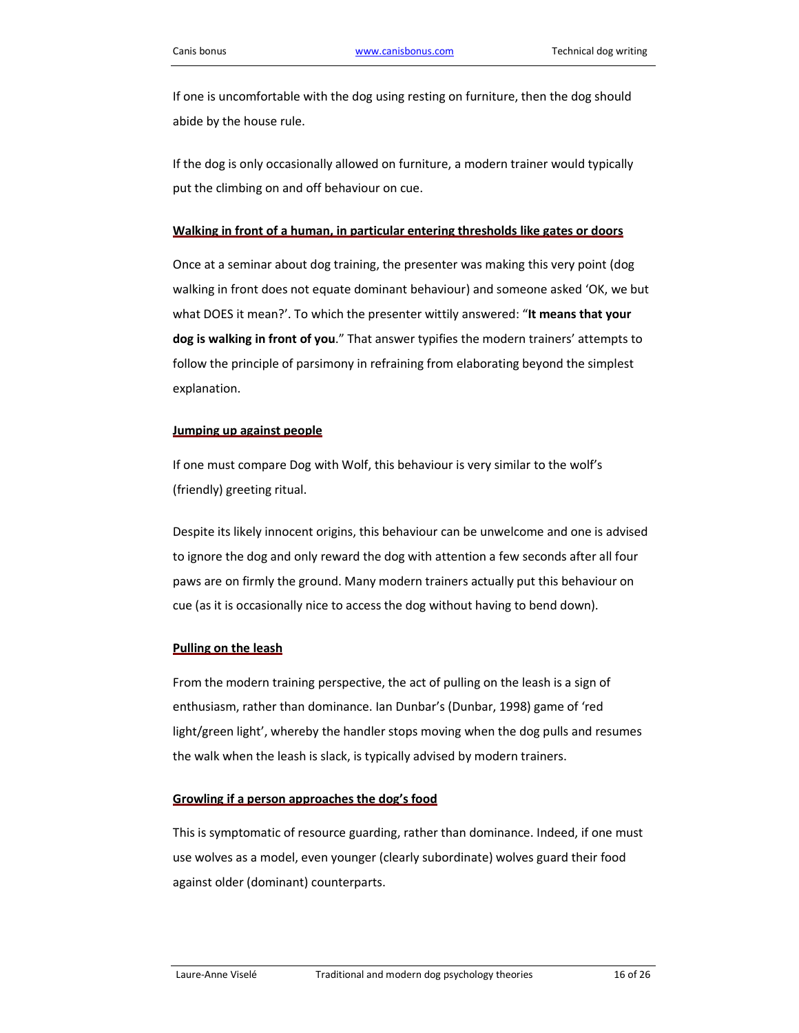If one is uncomfortable with the dog using resting on furniture, then the dog should abide by the house rule.

If the dog is only occasionally allowed on furniture, a modern trainer would typically put the climbing on and off behaviour on cue.

### Walking in front of a human, in particular entering thresholds like gates or doors

Once at a seminar about dog training, the presenter was making this very point (dog walking in front does not equate dominant behaviour) and someone asked 'OK, we but what DOES it mean?'. To which the presenter wittily answered: "**It means that your dog is walking in front of you**." That answer typifies the modern trainers' attempts to follow the principle of parsimony in refraining from elaborating beyond the simplest explanation.

### Jumping up against people

If one must compare Dog with Wolf, this behaviour is very similar to the wolf's (friendly) greeting ritual.

Despite its likely innocent origins, this behaviour can be unwelcome and one is advised to ignore the dog and only reward the dog with attention a few seconds after all four paws are on firmly the ground. Many modern trainers actually put this behaviour on cue (as it is occasionally nice to access the dog without having to bend down).

### Pulling on the leash

From the modern training perspective, the act of pulling on the leash is a sign of enthusiasm, rather than dominance. Ian Dunbar's (Dunbar, 1998) game of 'red light/green light', whereby the handler stops moving when the dog pulls and resumes the walk when the leash is slack, is typically advised by modern trainers.

### Growling if a person approaches the dog's food

This is symptomatic of resource guarding, rather than dominance. Indeed, if one must use wolves as a model, even younger (clearly subordinate) wolves guard their food against older (dominant) counterparts.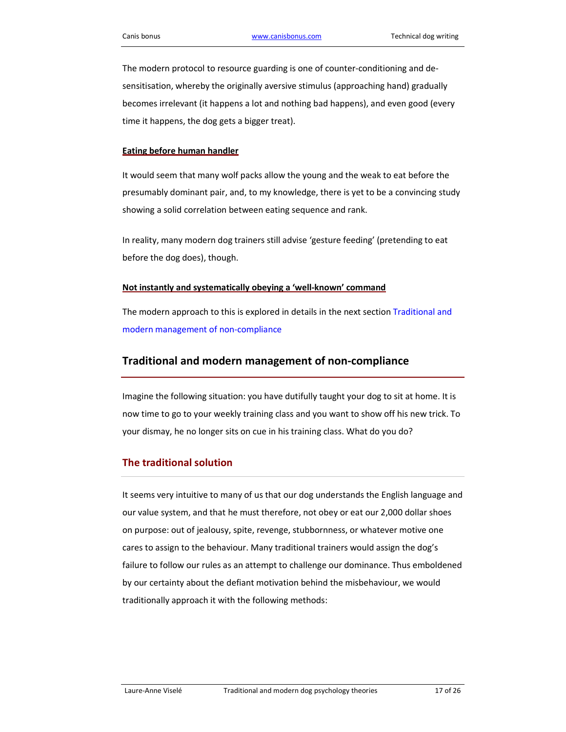The modern protocol to resource guarding is one of counter-conditioning and de-sensitisation, whereby the originally aversive stimulus (approaching hand) gradually becomes irrelevant (it happens a lot and nothing bad happens), and even good (every time it happens, the dog gets a bigger treat).

**Eating before human handler**

It would seem that many wolf packs allow the young and the weak to eat before the presumably dominant pair, and, to my knowledge, there is yet to be a convincing study showing a solid correlation between eating sequence and rank.

In reality, many modern dog trainers still advise 'gesture feeding' (pretending to eat before the dog does), though.

**Not instantly and systematically obeying a 'well-known' command**

The modern approach to this is explored in details in the next section Traditional and modern management of non-compliance

## Traditional and modern management of non-compliance

Imagine the following situation: you have dutifully taught your dog to sit at home. It is now time to go to your weekly training class and you want to show off his new trick. To your dismay, he no longer sits on cue in his training class. What do you do?

### The traditional solution

It seems very intuitive to many of us that our dog understands the English language and our value system, and that he must therefore, not obey or eat our 2,000 dollar shoes on purpose: out of jealousy, spite, revenge, stubbornness, or whatever motive one cares to assign to the behaviour. Many traditional trainers would assign the dog's failure to follow our rules as an attempt to challenge our dominance. Thus emboldened by our certainty about the defiant motivation behind the misbehaviour, we would traditionally approach it with the following methods: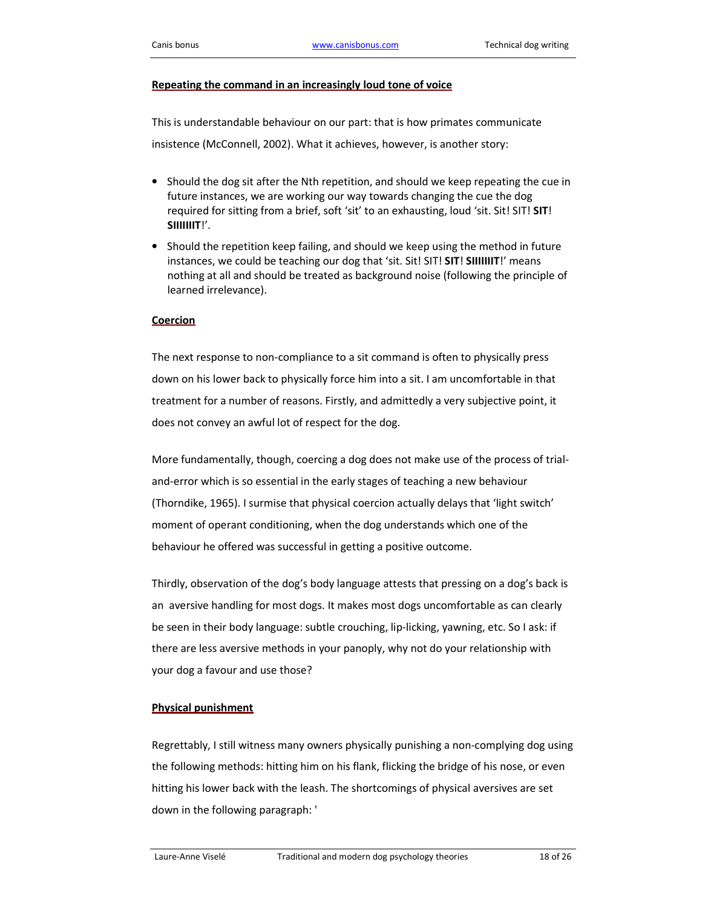**Repeating the command in an increasingly loud tone of voice**

This is understandable behaviour on our part: that is how primates communicate insistence (McConnell, 2002). What it achieves, however, is another story:

- Should the dog sit after the Nth repetition, and should we keep repeating the cue in future instances, we are working our way towards changing the cue the dog required for sitting from a brief, soft 'sit' to an exhausting, loud 'sit. Sit! SIT! **SIT**! **SIIIIIIIT**!'.
- Should the repetition keep failing, and should we keep using the method in future instances, we could be teaching our dog that 'sit. Sit! SIT! **SIT**! **SIIIIIIIT**!' means nothing at all and should be treated as background noise (following the principle of learned irrelevance).

**Coercion**

The next response to non-compliance to a sit command is often to physically press down on his lower back to physically force him into a sit. I am uncomfortable in that treatment for a number of reasons. Firstly, and admittedly a very subjective point, it does not convey an awful lot of respect for the dog.

More fundamentally, though, coercing a dog does not make use of the process of trial-and-error which is so essential in the early stages of teaching a new behaviour (Thorndike, 1965). I surmise that physical coercion actually delays that 'light switch' moment of operant conditioning, when the dog understands which one of the behaviour he offered was successful in getting a positive outcome.

Thirdly, observation of the dog's body language attests that pressing on a dog's back is an aversive handling for most dogs. It makes most dogs uncomfortable as can clearly be seen in their body language: subtle crouching, lip-licking, yawning, etc. So I ask: if there are less aversive methods in your panoply, why not do your relationship with your dog a favour and use those?

**Physical punishment**

Regrettably, I still witness many owners physically punishing a non-complying dog using the following methods: hitting him on his flank, flicking the bridge of his nose, or even hitting his lower back with the leash. The shortcomings of physical aversives are set down in the following paragraph: '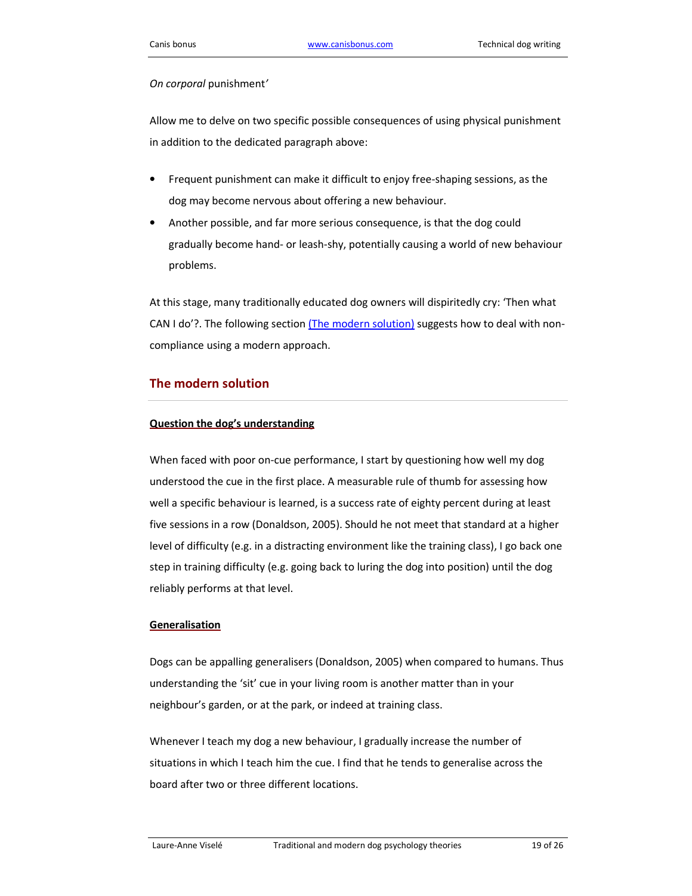*On corporal* punishment'

Allow me to delve on two specific possible consequences of using physical punishment in addition to the dedicated paragraph above:

- Frequent punishment can make it difficult to enjoy free-shaping sessions, as the dog may become nervous about offering a new behaviour.
- Another possible, and far more serious consequence, is that the dog could gradually become hand- or leash-shy, potentially causing a world of new behaviour problems.

At this stage, many traditionally educated dog owners will dispiritedly cry: 'Then what CAN I do'?. The following section [(The modern solution)](#the-modern-solution) suggests how to deal with non-compliance using a modern approach.

## The modern solution

**Question the dog's understanding**

When faced with poor on-cue performance, I start by questioning how well my dog understood the cue in the first place. A measurable rule of thumb for assessing how well a specific behaviour is learned, is a success rate of eighty percent during at least five sessions in a row (Donaldson, 2005). Should he not meet that standard at a higher level of difficulty (e.g. in a distracting environment like the training class), I go back one step in training difficulty (e.g. going back to luring the dog into position) until the dog reliably performs at that level.

**Generalisation**

Dogs can be appalling generalisers (Donaldson, 2005) when compared to humans. Thus understanding the 'sit' cue in your living room is another matter than in your neighbour's garden, or at the park, or indeed at training class.

Whenever I teach my dog a new behaviour, I gradually increase the number of situations in which I teach him the cue. I find that he tends to generalise across the board after two or three different locations.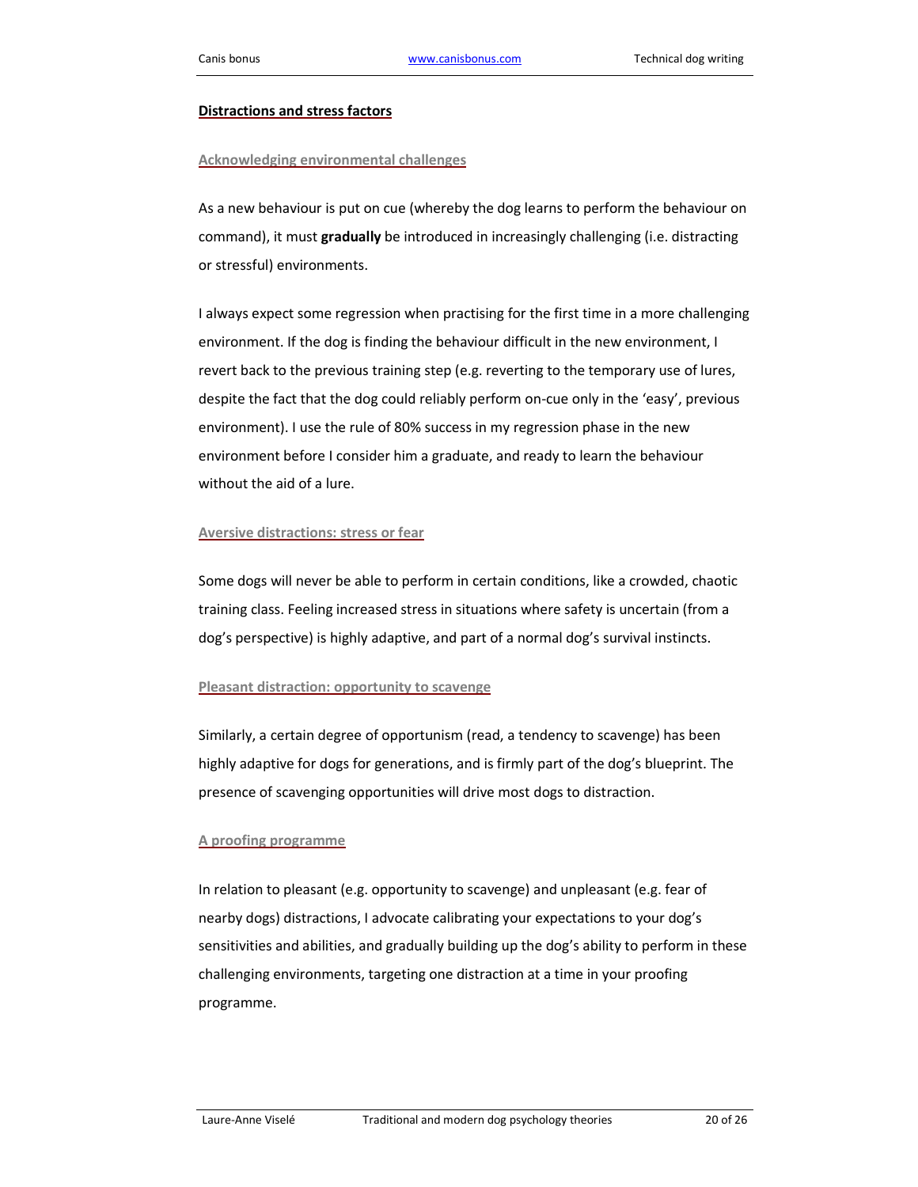## Distractions and stress factors

### Acknowledging environmental challenges

As a new behaviour is put on cue (whereby the dog learns to perform the behaviour on command), it must **gradually** be introduced in increasingly challenging (i.e. distracting or stressful) environments.

I always expect some regression when practising for the first time in a more challenging environment. If the dog is finding the behaviour difficult in the new environment, I revert back to the previous training step (e.g. reverting to the temporary use of lures, despite the fact that the dog could reliably perform on-cue only in the 'easy', previous environment). I use the rule of 80% success in my regression phase in the new environment before I consider him a graduate, and ready to learn the behaviour without the aid of a lure.

### Aversive distractions: stress or fear

Some dogs will never be able to perform in certain conditions, like a crowded, chaotic training class. Feeling increased stress in situations where safety is uncertain (from a dog's perspective) is highly adaptive, and part of a normal dog's survival instincts.

### Pleasant distraction: opportunity to scavenge

Similarly, a certain degree of opportunism (read, a tendency to scavenge) has been highly adaptive for dogs for generations, and is firmly part of the dog's blueprint. The presence of scavenging opportunities will drive most dogs to distraction.

### A proofing programme

In relation to pleasant (e.g. opportunity to scavenge) and unpleasant (e.g. fear of nearby dogs) distractions, I advocate calibrating your expectations to your dog's sensitivities and abilities, and gradually building up the dog's ability to perform in these challenging environments, targeting one distraction at a time in your proofing programme.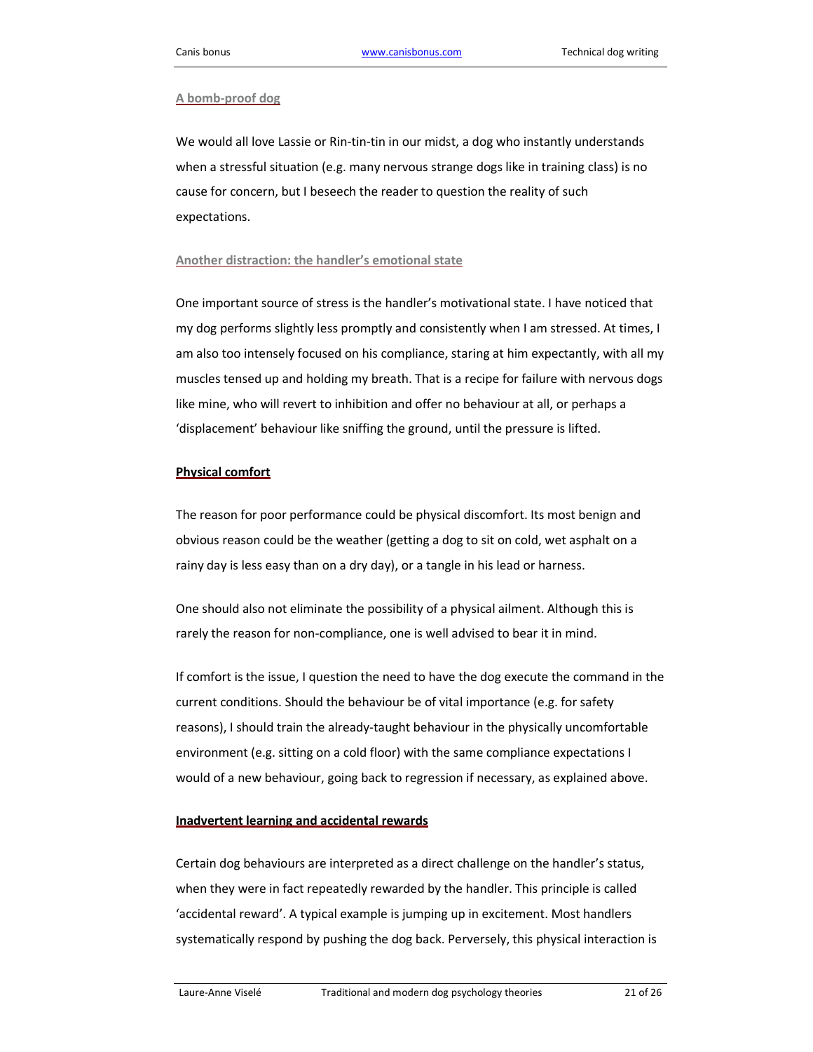#### A bomb-proof dog

We would all love Lassie or Rin-tin-tin in our midst, a dog who instantly understands when a stressful situation (e.g. many nervous strange dogs like in training class) is no cause for concern, but I beseech the reader to question the reality of such expectations.

#### Another distraction: the handler's emotional state

One important source of stress is the handler's motivational state. I have noticed that my dog performs slightly less promptly and consistently when I am stressed. At times, I am also too intensely focused on his compliance, staring at him expectantly, with all my muscles tensed up and holding my breath. That is a recipe for failure with nervous dogs like mine, who will revert to inhibition and offer no behaviour at all, or perhaps a 'displacement' behaviour like sniffing the ground, until the pressure is lifted.

### Physical comfort

The reason for poor performance could be physical discomfort. Its most benign and obvious reason could be the weather (getting a dog to sit on cold, wet asphalt on a rainy day is less easy than on a dry day), or a tangle in his lead or harness.

One should also not eliminate the possibility of a physical ailment. Although this is rarely the reason for non-compliance, one is well advised to bear it in mind.

If comfort is the issue, I question the need to have the dog execute the command in the current conditions. Should the behaviour be of vital importance (e.g. for safety reasons), I should train the already-taught behaviour in the physically uncomfortable environment (e.g. sitting on a cold floor) with the same compliance expectations I would of a new behaviour, going back to regression if necessary, as explained above.

### Inadvertent learning and accidental rewards

Certain dog behaviours are interpreted as a direct challenge on the handler's status, when they were in fact repeatedly rewarded by the handler. This principle is called 'accidental reward'. A typical example is jumping up in excitement. Most handlers systematically respond by pushing the dog back. Perversely, this physical interaction is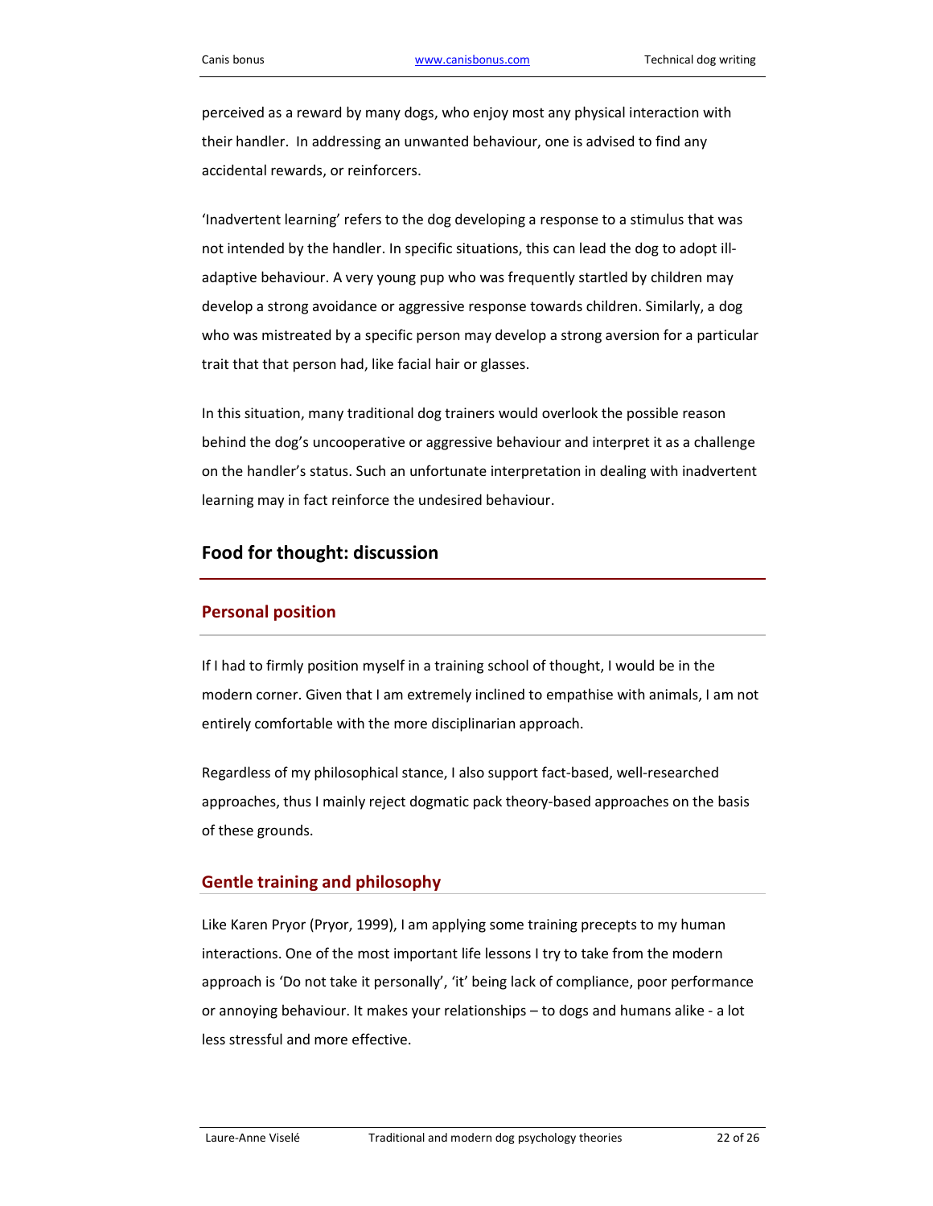perceived as a reward by many dogs, who enjoy most any physical interaction with their handler. In addressing an unwanted behaviour, one is advised to find any accidental rewards, or reinforcers.

'Inadvertent learning' refers to the dog developing a response to a stimulus that was not intended by the handler. In specific situations, this can lead the dog to adopt ill-adaptive behaviour. A very young pup who was frequently startled by children may develop a strong avoidance or aggressive response towards children. Similarly, a dog who was mistreated by a specific person may develop a strong aversion for a particular trait that that person had, like facial hair or glasses.

In this situation, many traditional dog trainers would overlook the possible reason behind the dog's uncooperative or aggressive behaviour and interpret it as a challenge on the handler's status. Such an unfortunate interpretation in dealing with inadvertent learning may in fact reinforce the undesired behaviour.

## Food for thought: discussion

### Personal position

If I had to firmly position myself in a training school of thought, I would be in the modern corner. Given that I am extremely inclined to empathise with animals, I am not entirely comfortable with the more disciplinarian approach.

Regardless of my philosophical stance, I also support fact-based, well-researched approaches, thus I mainly reject dogmatic pack theory-based approaches on the basis of these grounds.

### Gentle training and philosophy

Like Karen Pryor (Pryor, 1999), I am applying some training precepts to my human interactions. One of the most important life lessons I try to take from the modern approach is 'Do not take it personally', 'it' being lack of compliance, poor performance or annoying behaviour. It makes your relationships – to dogs and humans alike - a lot less stressful and more effective.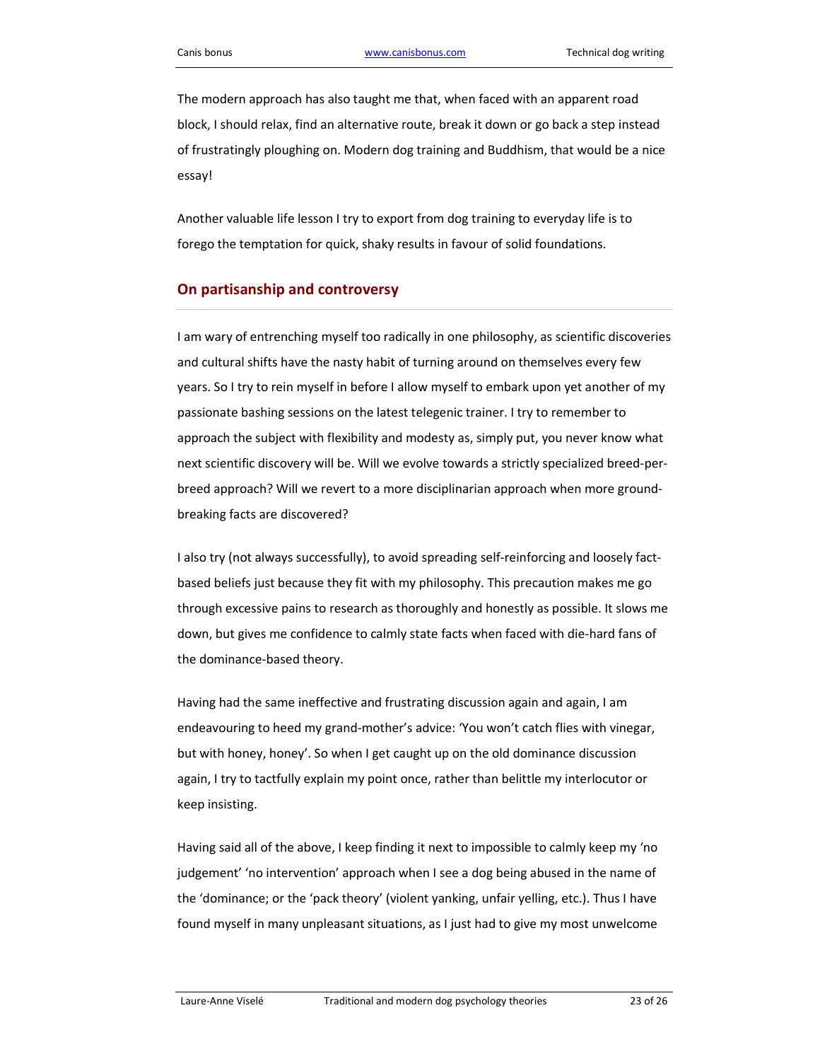The modern approach has also taught me that, when faced with an apparent road block, I should relax, find an alternative route, break it down or go back a step instead of frustratingly ploughing on. Modern dog training and Buddhism, that would be a nice essay!

Another valuable life lesson I try to export from dog training to everyday life is to forego the temptation for quick, shaky results in favour of solid foundations.

## On partisanship and controversy

I am wary of entrenching myself too radically in one philosophy, as scientific discoveries and cultural shifts have the nasty habit of turning around on themselves every few years. So I try to rein myself in before I allow myself to embark upon yet another of my passionate bashing sessions on the latest telegenic trainer. I try to remember to approach the subject with flexibility and modesty as, simply put, you never know what next scientific discovery will be. Will we evolve towards a strictly specialized breed-per-breed approach? Will we revert to a more disciplinarian approach when more ground-breaking facts are discovered?

I also try (not always successfully), to avoid spreading self-reinforcing and loosely fact-based beliefs just because they fit with my philosophy. This precaution makes me go through excessive pains to research as thoroughly and honestly as possible. It slows me down, but gives me confidence to calmly state facts when faced with die-hard fans of the dominance-based theory.

Having had the same ineffective and frustrating discussion again and again, I am endeavouring to heed my grand-mother's advice: 'You won't catch flies with vinegar, but with honey, honey'. So when I get caught up on the old dominance discussion again, I try to tactfully explain my point once, rather than belittle my interlocutor or keep insisting.

Having said all of the above, I keep finding it next to impossible to calmly keep my 'no judgement' 'no intervention' approach when I see a dog being abused in the name of the 'dominance; or the 'pack theory' (violent yanking, unfair yelling, etc.). Thus I have found myself in many unpleasant situations, as I just had to give my most unwelcome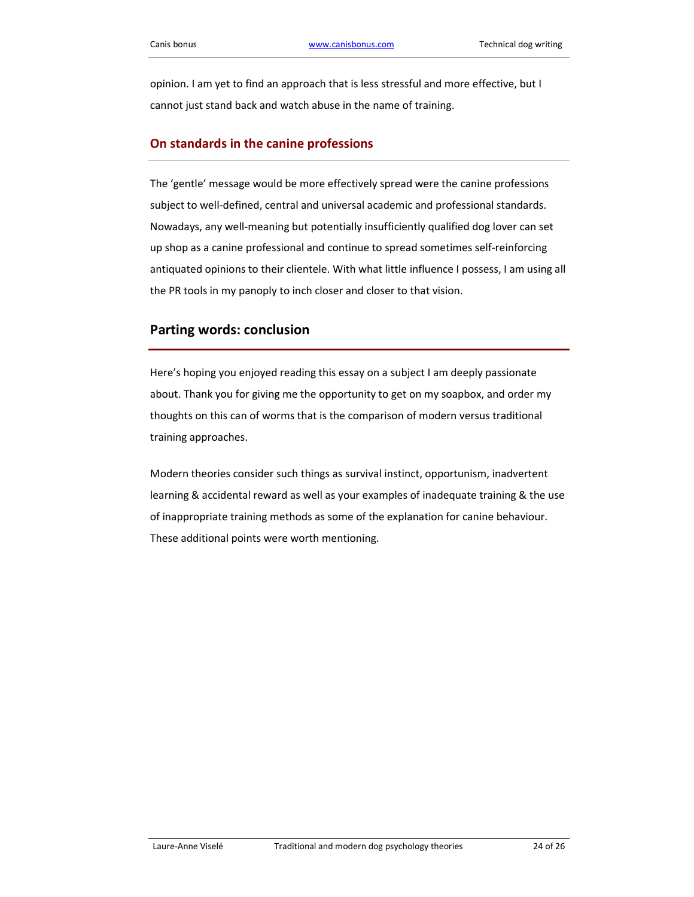opinion. I am yet to find an approach that is less stressful and more effective, but I cannot just stand back and watch abuse in the name of training.

### On standards in the canine professions

The 'gentle' message would be more effectively spread were the canine professions subject to well-defined, central and universal academic and professional standards. Nowadays, any well-meaning but potentially insufficiently qualified dog lover can set up shop as a canine professional and continue to spread sometimes self-reinforcing antiquated opinions to their clientele. With what little influence I possess, I am using all the PR tools in my panoply to inch closer and closer to that vision.

## Parting words: conclusion

Here's hoping you enjoyed reading this essay on a subject I am deeply passionate about. Thank you for giving me the opportunity to get on my soapbox, and order my thoughts on this can of worms that is the comparison of modern versus traditional training approaches.

Modern theories consider such things as survival instinct, opportunism, inadvertent learning & accidental reward as well as your examples of inadequate training & the use of inappropriate training methods as some of the explanation for canine behaviour. These additional points were worth mentioning.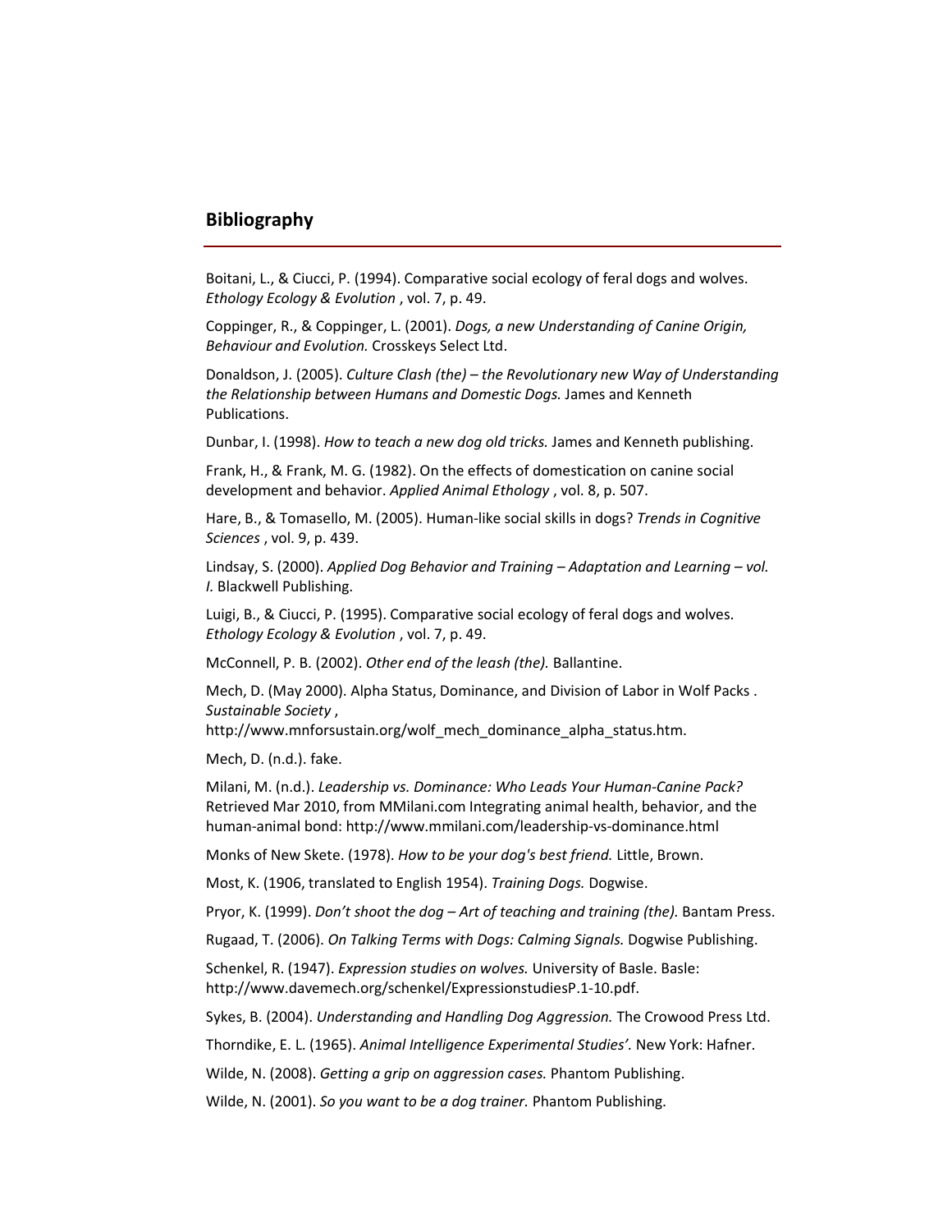## Bibliography

Boitani, L., & Ciucci, P. (1994). Comparative social ecology of feral dogs and wolves. *Ethology Ecology & Evolution* , vol. 7, p. 49.

Coppinger, R., & Coppinger, L. (2001). *Dogs, a new Understanding of Canine Origin, Behaviour and Evolution.* Crosskeys Select Ltd.

Donaldson, J. (2005). *Culture Clash (the) – the Revolutionary new Way of Understanding the Relationship between Humans and Domestic Dogs.* James and Kenneth Publications.

Dunbar, I. (1998). *How to teach a new dog old tricks.* James and Kenneth publishing.

Frank, H., & Frank, M. G. (1982). On the effects of domestication on canine social development and behavior. *Applied Animal Ethology* , vol. 8, p. 507.

Hare, B., & Tomasello, M. (2005). Human-like social skills in dogs? *Trends in Cognitive Sciences* , vol. 9, p. 439.

Lindsay, S. (2000). *Applied Dog Behavior and Training – Adaptation and Learning – vol. I.* Blackwell Publishing.

Luigi, B., & Ciucci, P. (1995). Comparative social ecology of feral dogs and wolves. *Ethology Ecology & Evolution* , vol. 7, p. 49.

McConnell, P. B. (2002). *Other end of the leash (the).* Ballantine.

Mech, D. (May 2000). Alpha Status, Dominance, and Division of Labor in Wolf Packs . *Sustainable Society* , http://www.mnforsustain.org/wolf_mech_dominance_alpha_status.htm.

Mech, D. (n.d.). fake.

Milani, M. (n.d.). *Leadership vs. Dominance: Who Leads Your Human-Canine Pack?* Retrieved Mar 2010, from MMilani.com Integrating animal health, behavior, and the human-animal bond: http://www.mmilani.com/leadership-vs-dominance.html

Monks of New Skete. (1978). *How to be your dog's best friend.* Little, Brown.

Most, K. (1906, translated to English 1954). *Training Dogs.* Dogwise.

Pryor, K. (1999). *Don't shoot the dog – Art of teaching and training (the).* Bantam Press.

Rugaad, T. (2006). *On Talking Terms with Dogs: Calming Signals.* Dogwise Publishing.

Schenkel, R. (1947). *Expression studies on wolves.* University of Basle. Basle: http://www.davemech.org/schenkel/ExpressionstudiesP.1-10.pdf.

Sykes, B. (2004). *Understanding and Handling Dog Aggression.* The Crowood Press Ltd.

Thorndike, E. L. (1965). *Animal Intelligence Experimental Studies'.* New York: Hafner.

Wilde, N. (2008). *Getting a grip on aggression cases.* Phantom Publishing.

Wilde, N. (2001). *So you want to be a dog trainer.* Phantom Publishing.